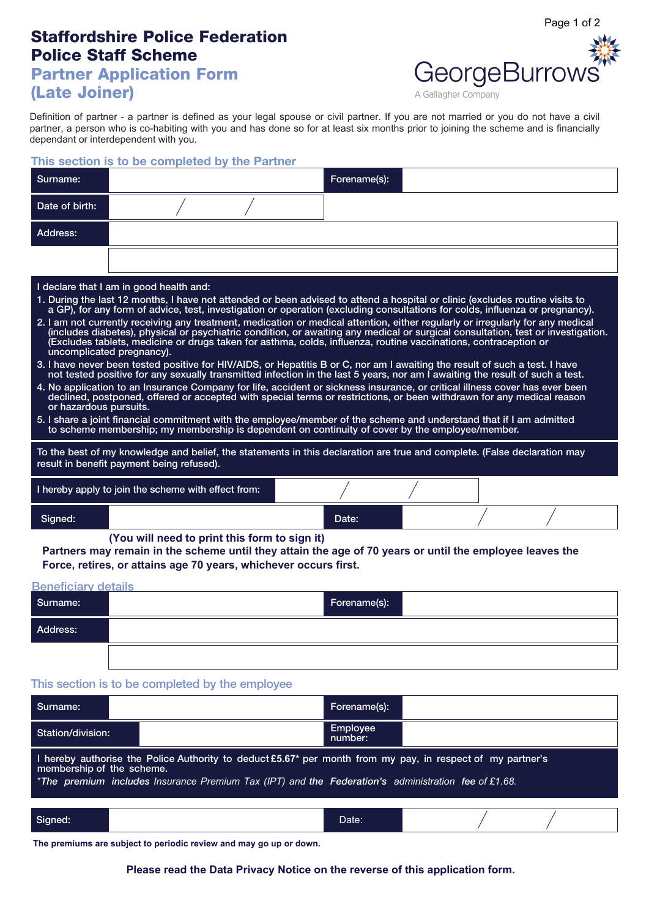# Staffordshire Police Federation
# Police Staff Scheme
## Partner Application Form (Late Joiner)

GeorgeBurrows
A Gallagher Company

Definition of partner - a partner is defined as your legal spouse or civil partner. If you are not married or you do not have a civil partner, a person who is co-habiting with you and has done so for at least six months prior to joining the scheme and is financially dependant or interdependent with you.

### This section is to be completed by the Partner

| Surname: | | Forename(s): | |
|---|---|---|---|
| Date of birth: | / / | | |
| Address: | | | |
| | | | |

I declare that I am in good health and:

1. During the last 12 months, I have not attended or been advised to attend a hospital or clinic (excludes routine visits to a GP), for any form of advice, test, investigation or operation (excluding consultations for colds, influenza or pregnancy).
2. I am not currently receiving any treatment, medication or medical attention, either regularly or irregularly for any medical (includes diabetes), physical or psychiatric condition, or awaiting any medical or surgical consultation, test or investigation. (Excludes tablets, medicine or drugs taken for asthma, colds, influenza, routine vaccinations, contraception or uncomplicated pregnancy).
3. I have never been tested positive for HIV/AIDS, or Hepatitis B or C, nor am I awaiting the result of such a test. I have not tested positive for any sexually transmitted infection in the last 5 years, nor am I awaiting the result of such a test.
4. No application to an Insurance Company for life, accident or sickness insurance, or critical illness cover has ever been declined, postponed, offered or accepted with special terms or restrictions, or been withdrawn for any medical reason or hazardous pursuits.
5. I share a joint financial commitment with the employee/member of the scheme and understand that if I am admitted to scheme membership; my membership is dependent on continuity of cover by the employee/member.

To the best of my knowledge and belief, the statements in this declaration are true and complete. (False declaration may result in benefit payment being refused).

| I hereby apply to join the scheme with effect from: | / / | | |
|---|---|---|---|
| Signed: | | Date: | / / |

(You will need to print this form to sign it)

**Partners may remain in the scheme until they attain the age of 70 years or until the employee leaves the Force, retires, or attains age 70 years, whichever occurs first.**

### Beneficiary details

| Surname: | | Forename(s): | |
|---|---|---|---|
| Address: | | | |
| | | | |

### This section is to be completed by the employee

| Surname: | | Forename(s): | |
|---|---|---|---|
| Station/division: | | Employee number: | |

I hereby authorise the Police Authority to deduct **£5.67*** per month from my pay, in respect of my partner's membership of the scheme.

*\*The premium includes Insurance Premium Tax (IPT) and the Federation's administration fee of £1.68.*

| Signed: | | Date: | / / |
|---|---|---|---|

**The premiums are subject to periodic review and may go up or down.**

**Please read the Data Privacy Notice on the reverse of this application form.**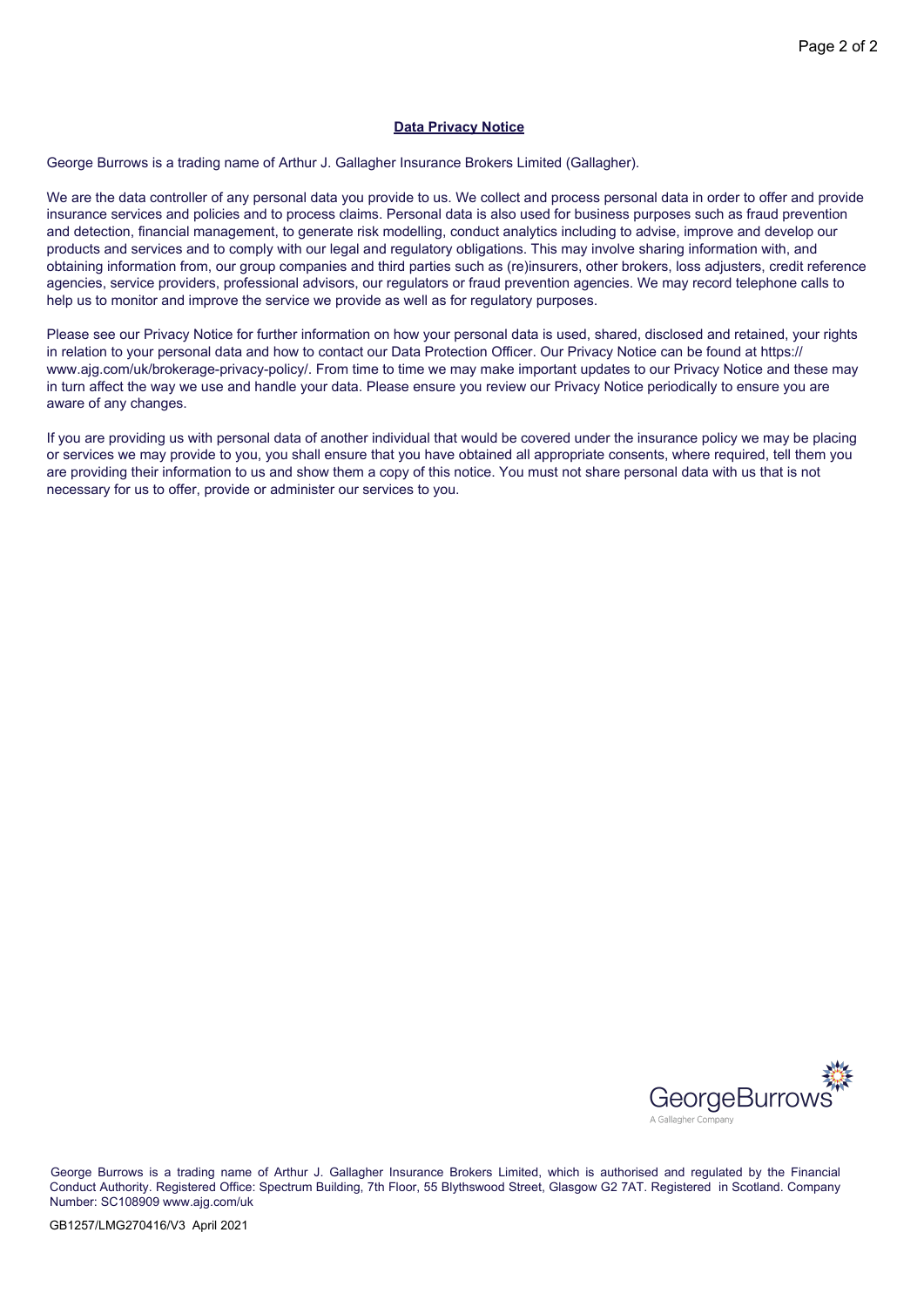## Data Privacy Notice

George Burrows is a trading name of Arthur J. Gallagher Insurance Brokers Limited (Gallagher).

We are the data controller of any personal data you provide to us. We collect and process personal data in order to offer and provide insurance services and policies and to process claims. Personal data is also used for business purposes such as fraud prevention and detection, financial management, to generate risk modelling, conduct analytics including to advise, improve and develop our products and services and to comply with our legal and regulatory obligations. This may involve sharing information with, and obtaining information from, our group companies and third parties such as (re)insurers, other brokers, loss adjusters, credit reference agencies, service providers, professional advisors, our regulators or fraud prevention agencies. We may record telephone calls to help us to monitor and improve the service we provide as well as for regulatory purposes.

Please see our Privacy Notice for further information on how your personal data is used, shared, disclosed and retained, your rights in relation to your personal data and how to contact our Data Protection Officer. Our Privacy Notice can be found at https://www.ajg.com/uk/brokerage-privacy-policy/. From time to time we may make important updates to our Privacy Notice and these may in turn affect the way we use and handle your data. Please ensure you review our Privacy Notice periodically to ensure you are aware of any changes.

If you are providing us with personal data of another individual that would be covered under the insurance policy we may be placing or services we may provide to you, you shall ensure that you have obtained all appropriate consents, where required, tell them you are providing their information to us and show them a copy of this notice. You must not share personal data with us that is not necessary for us to offer, provide or administer our services to you.

GeorgeBurrows
A Gallagher Company

George Burrows is a trading name of Arthur J. Gallagher Insurance Brokers Limited, which is authorised and regulated by the Financial Conduct Authority. Registered Office: Spectrum Building, 7th Floor, 55 Blythswood Street, Glasgow G2 7AT. Registered in Scotland. Company Number: SC108909 www.ajg.com/uk

GB1257/LMG270416/V3 April 2021